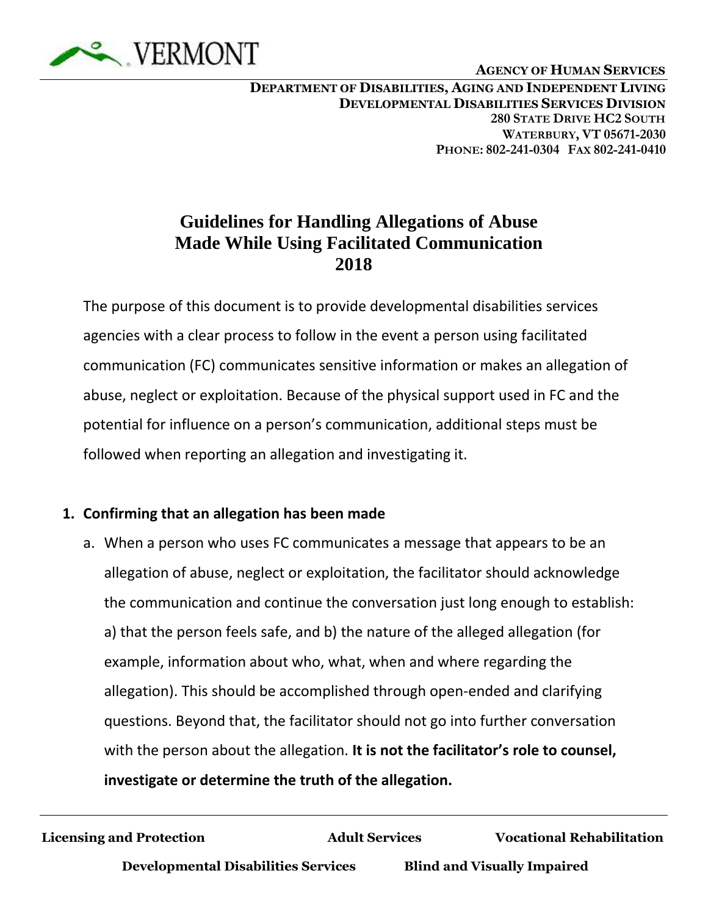VERMONT

**AGENCY OF HUMAN SERVICES**

**DEPARTMENT OF DISABILITIES, AGING AND INDEPENDENT LIVING**
**DEVELOPMENTAL DISABILITIES SERVICES DIVISION**
**280 STATE DRIVE HC2 SOUTH**
**WATERBURY, VT 05671-2030**
**PHONE: 802-241-0304 FAX 802-241-0410**

# Guidelines for Handling Allegations of Abuse Made While Using Facilitated Communication 2018

The purpose of this document is to provide developmental disabilities services agencies with a clear process to follow in the event a person using facilitated communication (FC) communicates sensitive information or makes an allegation of abuse, neglect or exploitation. Because of the physical support used in FC and the potential for influence on a person's communication, additional steps must be followed when reporting an allegation and investigating it.

1. **Confirming that an allegation has been made**
   a. When a person who uses FC communicates a message that appears to be an allegation of abuse, neglect or exploitation, the facilitator should acknowledge the communication and continue the conversation just long enough to establish: a) that the person feels safe, and b) the nature of the alleged allegation (for example, information about who, what, when and where regarding the allegation). This should be accomplished through open-ended and clarifying questions. Beyond that, the facilitator should not go into further conversation with the person about the allegation. **It is not the facilitator's role to counsel, investigate or determine the truth of the allegation.**

**Licensing and Protection** **Adult Services** **Vocational Rehabilitation**
**Developmental Disabilities Services** **Blind and Visually Impaired**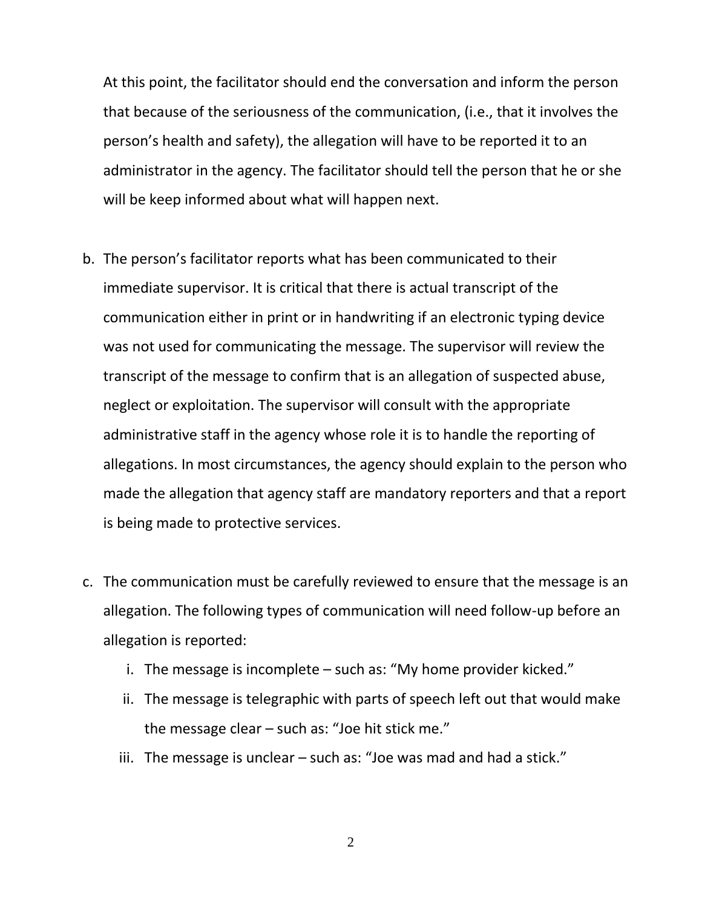At this point, the facilitator should end the conversation and inform the person that because of the seriousness of the communication, (i.e., that it involves the person's health and safety), the allegation will have to be reported it to an administrator in the agency. The facilitator should tell the person that he or she will be keep informed about what will happen next.

b. The person's facilitator reports what has been communicated to their immediate supervisor. It is critical that there is actual transcript of the communication either in print or in handwriting if an electronic typing device was not used for communicating the message. The supervisor will review the transcript of the message to confirm that is an allegation of suspected abuse, neglect or exploitation. The supervisor will consult with the appropriate administrative staff in the agency whose role it is to handle the reporting of allegations. In most circumstances, the agency should explain to the person who made the allegation that agency staff are mandatory reporters and that a report is being made to protective services.

c. The communication must be carefully reviewed to ensure that the message is an allegation. The following types of communication will need follow-up before an allegation is reported:

    i. The message is incomplete – such as: "My home provider kicked."
    ii. The message is telegraphic with parts of speech left out that would make the message clear – such as: "Joe hit stick me."
    iii. The message is unclear – such as: "Joe was mad and had a stick."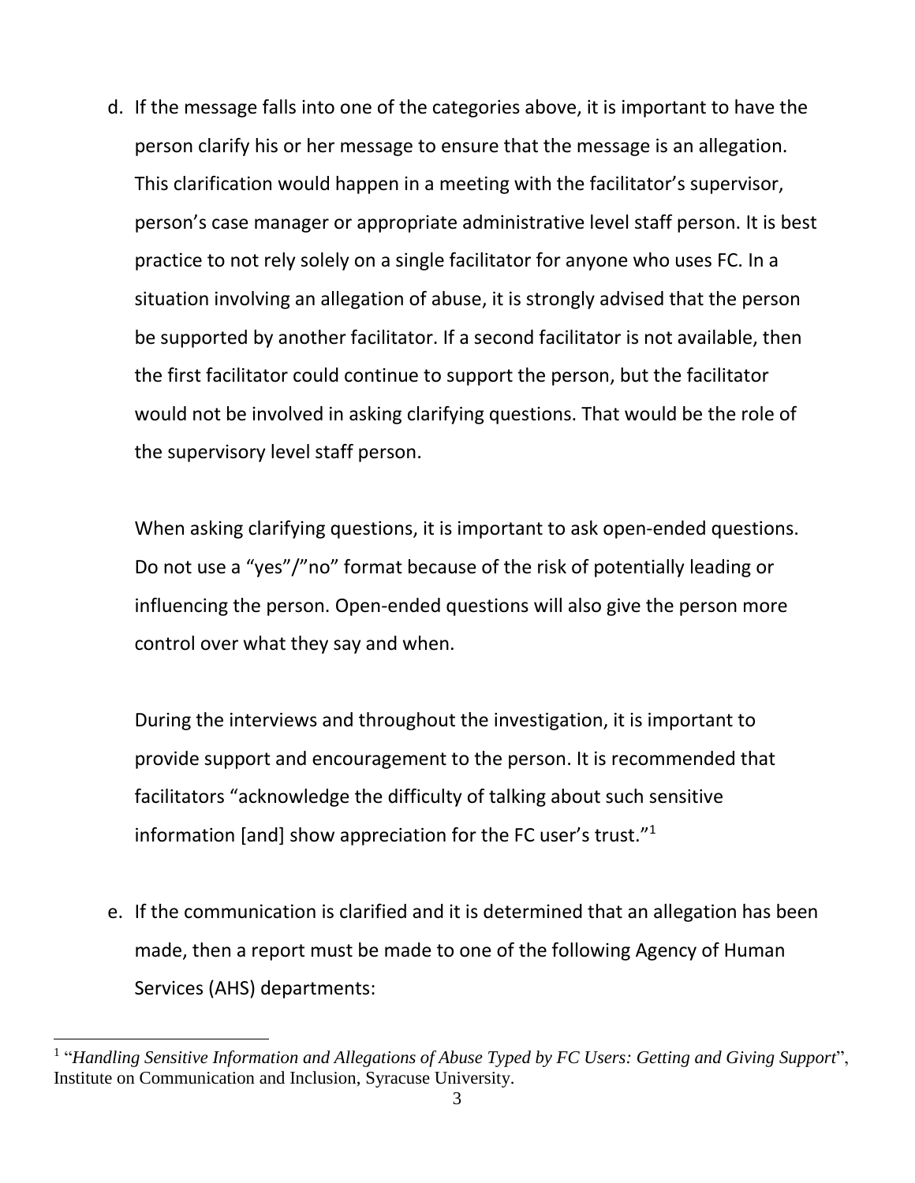d. If the message falls into one of the categories above, it is important to have the person clarify his or her message to ensure that the message is an allegation. This clarification would happen in a meeting with the facilitator's supervisor, person's case manager or appropriate administrative level staff person. It is best practice to not rely solely on a single facilitator for anyone who uses FC. In a situation involving an allegation of abuse, it is strongly advised that the person be supported by another facilitator. If a second facilitator is not available, then the first facilitator could continue to support the person, but the facilitator would not be involved in asking clarifying questions. That would be the role of the supervisory level staff person.

   When asking clarifying questions, it is important to ask open-ended questions. Do not use a "yes"/"no" format because of the risk of potentially leading or influencing the person. Open-ended questions will also give the person more control over what they say and when.

   During the interviews and throughout the investigation, it is important to provide support and encouragement to the person. It is recommended that facilitators "acknowledge the difficulty of talking about such sensitive information [and] show appreciation for the FC user's trust."[1]

e. If the communication is clarified and it is determined that an allegation has been made, then a report must be made to one of the following Agency of Human Services (AHS) departments:

---

[1] "*Handling Sensitive Information and Allegations of Abuse Typed by FC Users: Getting and Giving Support*", Institute on Communication and Inclusion, Syracuse University.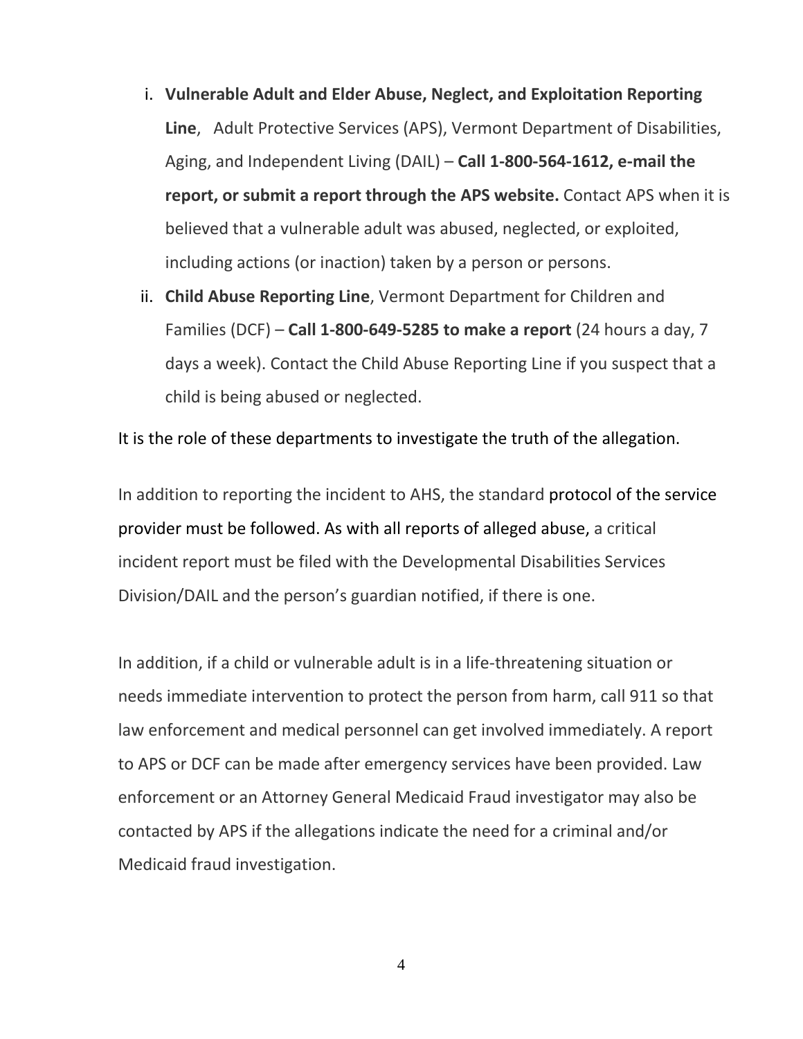i. **Vulnerable Adult and Elder Abuse, Neglect, and Exploitation Reporting Line**, Adult Protective Services (APS), Vermont Department of Disabilities, Aging, and Independent Living (DAIL) – **Call 1-800-564-1612, e-mail the report, or submit a report through the APS website.** Contact APS when it is believed that a vulnerable adult was abused, neglected, or exploited, including actions (or inaction) taken by a person or persons.

ii. **Child Abuse Reporting Line**, Vermont Department for Children and Families (DCF) – **Call 1-800-649-5285 to make a report** (24 hours a day, 7 days a week). Contact the Child Abuse Reporting Line if you suspect that a child is being abused or neglected.

It is the role of these departments to investigate the truth of the allegation.

In addition to reporting the incident to AHS, the standard protocol of the service provider must be followed. As with all reports of alleged abuse, a critical incident report must be filed with the Developmental Disabilities Services Division/DAIL and the person's guardian notified, if there is one.

In addition, if a child or vulnerable adult is in a life-threatening situation or needs immediate intervention to protect the person from harm, call 911 so that law enforcement and medical personnel can get involved immediately. A report to APS or DCF can be made after emergency services have been provided. Law enforcement or an Attorney General Medicaid Fraud investigator may also be contacted by APS if the allegations indicate the need for a criminal and/or Medicaid fraud investigation.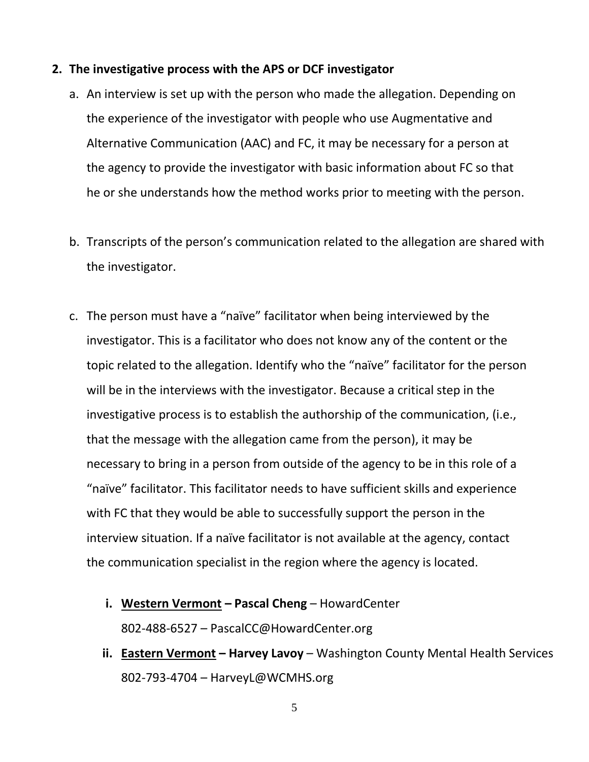2. **The investigative process with the APS or DCF investigator**

    a. An interview is set up with the person who made the allegation. Depending on the experience of the investigator with people who use Augmentative and Alternative Communication (AAC) and FC, it may be necessary for a person at the agency to provide the investigator with basic information about FC so that he or she understands how the method works prior to meeting with the person.

    b. Transcripts of the person's communication related to the allegation are shared with the investigator.

    c. The person must have a "naïve" facilitator when being interviewed by the investigator. This is a facilitator who does not know any of the content or the topic related to the allegation. Identify who the "naïve" facilitator for the person will be in the interviews with the investigator. Because a critical step in the investigative process is to establish the authorship of the communication, (i.e., that the message with the allegation came from the person), it may be necessary to bring in a person from outside of the agency to be in this role of a "naïve" facilitator. This facilitator needs to have sufficient skills and experience with FC that they would be able to successfully support the person in the interview situation. If a naïve facilitator is not available at the agency, contact the communication specialist in the region where the agency is located.

        i. **<u>Western Vermont</u> – Pascal Cheng** – HowardCenter
        802-488-6527 – PascalCC@HowardCenter.org

        ii. **<u>Eastern Vermont</u> – Harvey Lavoy** – Washington County Mental Health Services
        802-793-4704 – HarveyL@WCMHS.org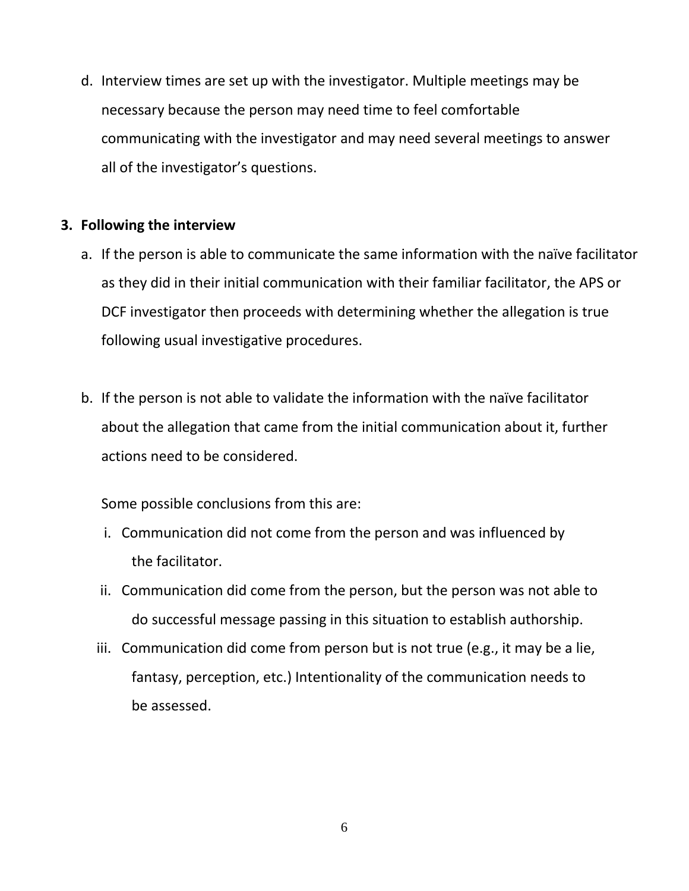d. Interview times are set up with the investigator. Multiple meetings may be necessary because the person may need time to feel comfortable communicating with the investigator and may need several meetings to answer all of the investigator's questions.

**3. Following the interview**

a. If the person is able to communicate the same information with the naïve facilitator as they did in their initial communication with their familiar facilitator, the APS or DCF investigator then proceeds with determining whether the allegation is true following usual investigative procedures.

b. If the person is not able to validate the information with the naïve facilitator about the allegation that came from the initial communication about it, further actions need to be considered.

   Some possible conclusions from this are:

   i. Communication did not come from the person and was influenced by the facilitator.

   ii. Communication did come from the person, but the person was not able to do successful message passing in this situation to establish authorship.

   iii. Communication did come from person but is not true (e.g., it may be a lie, fantasy, perception, etc.) Intentionality of the communication needs to be assessed.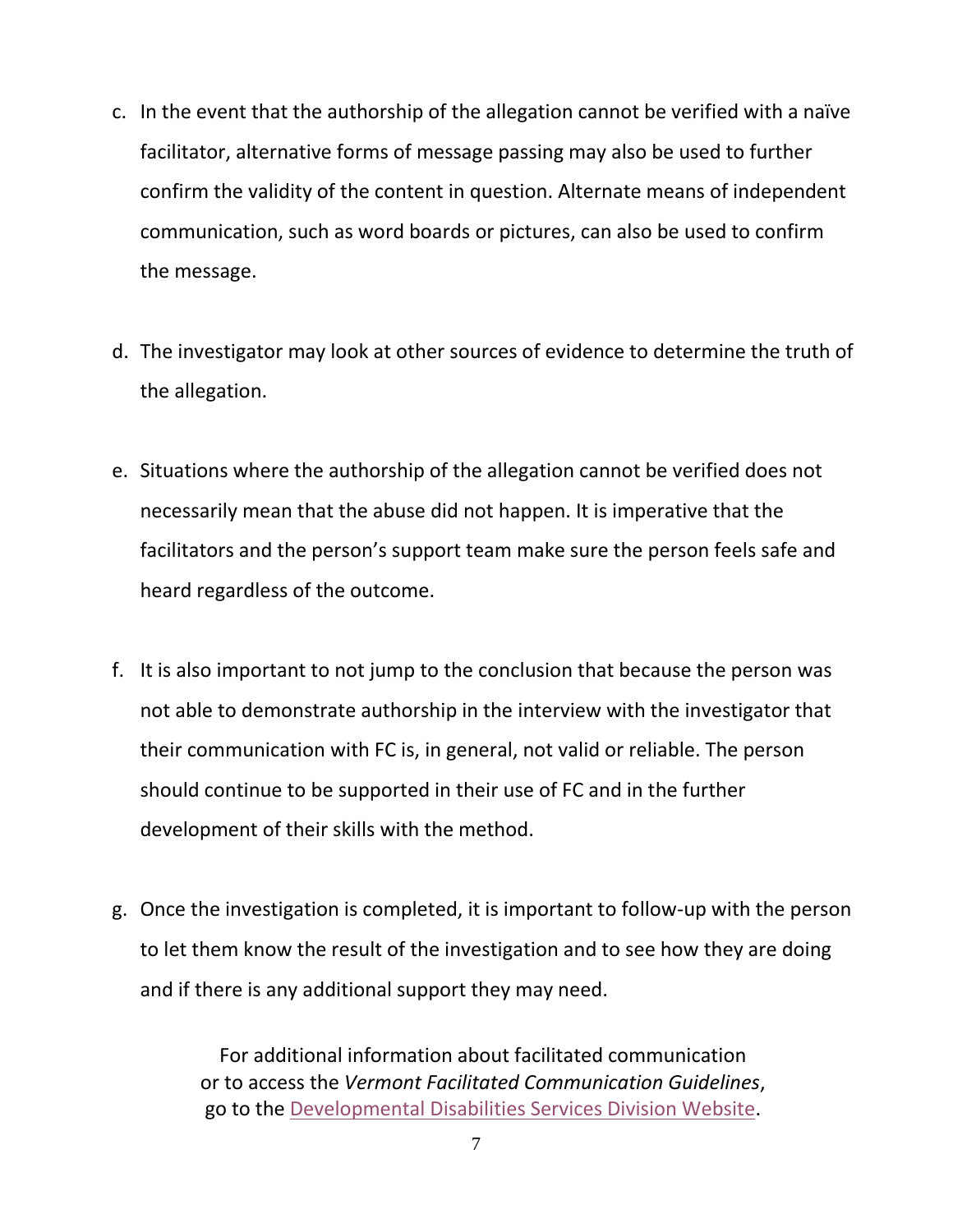c. In the event that the authorship of the allegation cannot be verified with a naïve facilitator, alternative forms of message passing may also be used to further confirm the validity of the content in question. Alternate means of independent communication, such as word boards or pictures, can also be used to confirm the message.

d. The investigator may look at other sources of evidence to determine the truth of the allegation.

e. Situations where the authorship of the allegation cannot be verified does not necessarily mean that the abuse did not happen. It is imperative that the facilitators and the person's support team make sure the person feels safe and heard regardless of the outcome.

f. It is also important to not jump to the conclusion that because the person was not able to demonstrate authorship in the interview with the investigator that their communication with FC is, in general, not valid or reliable. The person should continue to be supported in their use of FC and in the further development of their skills with the method.

g. Once the investigation is completed, it is important to follow-up with the person to let them know the result of the investigation and to see how they are doing and if there is any additional support they may need.

For additional information about facilitated communication or to access the *Vermont Facilitated Communication Guidelines*, go to the Developmental Disabilities Services Division Website.